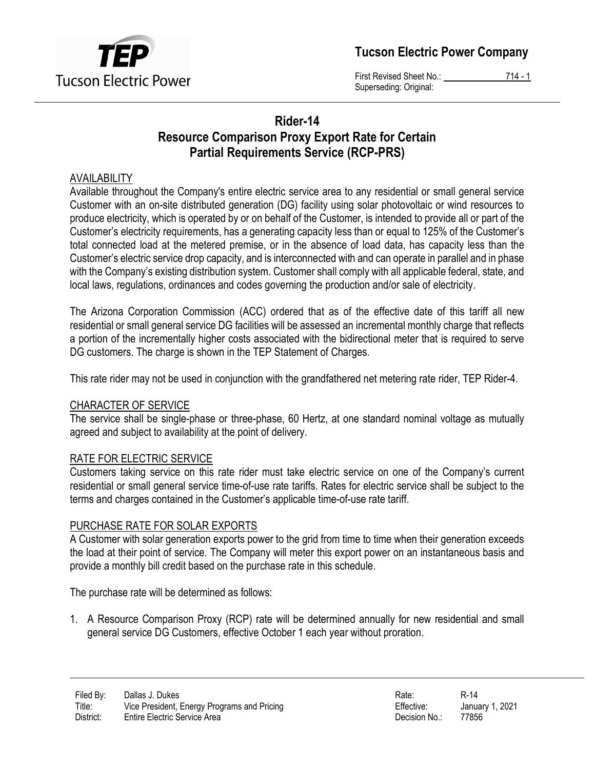# Rider-14
## Resource Comparison Proxy Export Rate for Certain Partial Requirements Service (RCP-PRS)

### AVAILABILITY

Available throughout the Company's entire electric service area to any residential or small general service Customer with an on-site distributed generation (DG) facility using solar photovoltaic or wind resources to produce electricity, which is operated by or on behalf of the Customer, is intended to provide all or part of the Customer's electricity requirements, has a generating capacity less than or equal to 125% of the Customer's total connected load at the metered premise, or in the absence of load data, has capacity less than the Customer's electric service drop capacity, and is interconnected with and can operate in parallel and in phase with the Company's existing distribution system. Customer shall comply with all applicable federal, state, and local laws, regulations, ordinances and codes governing the production and/or sale of electricity.

The Arizona Corporation Commission (ACC) ordered that as of the effective date of this tariff all new residential or small general service DG facilities will be assessed an incremental monthly charge that reflects a portion of the incrementally higher costs associated with the bidirectional meter that is required to serve DG customers. The charge is shown in the TEP Statement of Charges.

This rate rider may not be used in conjunction with the grandfathered net metering rate rider, TEP Rider-4.

### CHARACTER OF SERVICE

The service shall be single-phase or three-phase, 60 Hertz, at one standard nominal voltage as mutually agreed and subject to availability at the point of delivery.

### RATE FOR ELECTRIC SERVICE

Customers taking service on this rate rider must take electric service on one of the Company's current residential or small general service time-of-use rate tariffs. Rates for electric service shall be subject to the terms and charges contained in the Customer's applicable time-of-use rate tariff.

### PURCHASE RATE FOR SOLAR EXPORTS

A Customer with solar generation exports power to the grid from time to time when their generation exceeds the load at their point of service. The Company will meter this export power on an instantaneous basis and provide a monthly bill credit based on the purchase rate in this schedule.

The purchase rate will be determined as follows:

1. A Resource Comparison Proxy (RCP) rate will be determined annually for new residential and small general service DG Customers, effective October 1 each year without proration.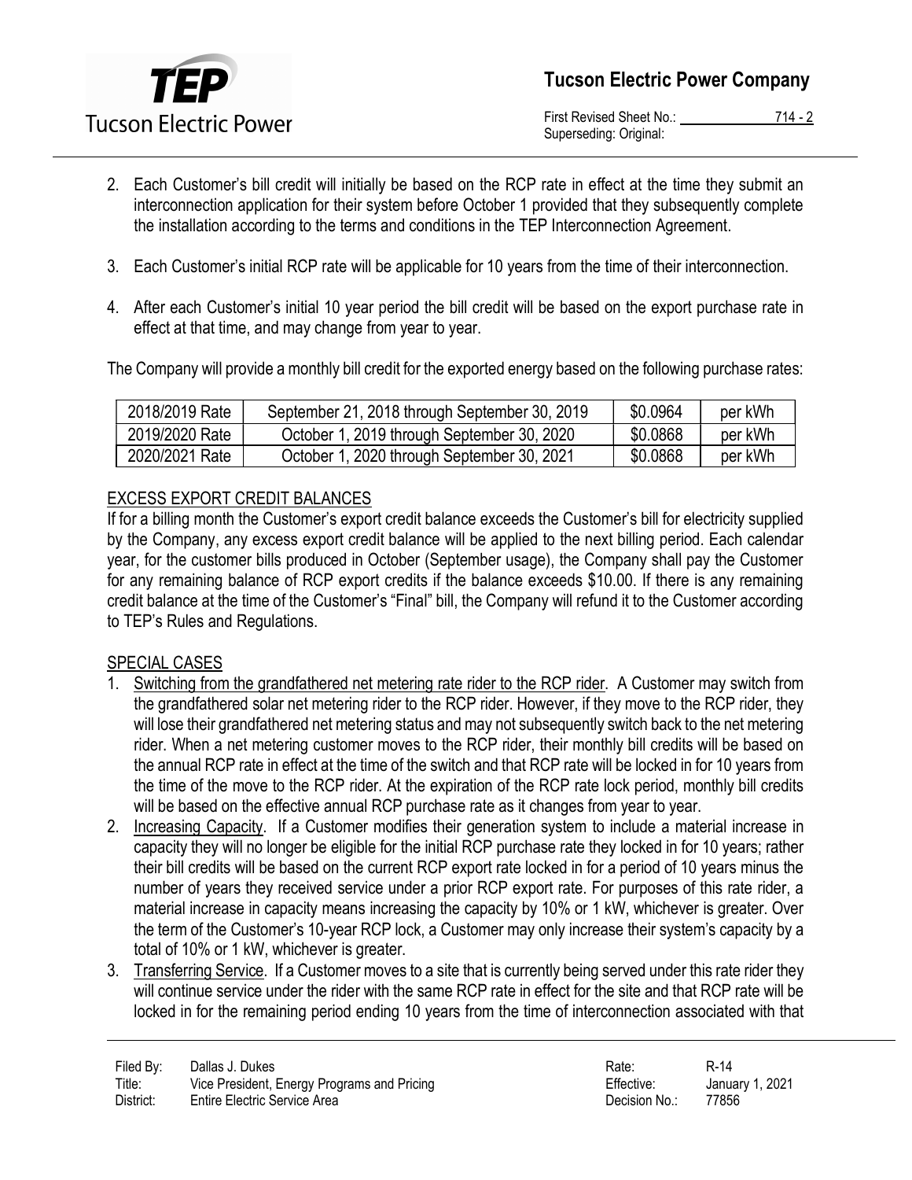2. Each Customer's bill credit will initially be based on the RCP rate in effect at the time they submit an interconnection application for their system before October 1 provided that they subsequently complete the installation according to the terms and conditions in the TEP Interconnection Agreement.

3. Each Customer's initial RCP rate will be applicable for 10 years from the time of their interconnection.

4. After each Customer's initial 10 year period the bill credit will be based on the export purchase rate in effect at that time, and may change from year to year.

The Company will provide a monthly bill credit for the exported energy based on the following purchase rates:

| | | | |
|---|---|---|---|
| 2018/2019 Rate | September 21, 2018 through September 30, 2019 | \$0.0964 | per kWh |
| 2019/2020 Rate | October 1, 2019 through September 30, 2020 | \$0.0868 | per kWh |
| 2020/2021 Rate | October 1, 2020 through September 30, 2021 | \$0.0868 | per kWh |

## EXCESS EXPORT CREDIT BALANCES

If for a billing month the Customer's export credit balance exceeds the Customer's bill for electricity supplied by the Company, any excess export credit balance will be applied to the next billing period. Each calendar year, for the customer bills produced in October (September usage), the Company shall pay the Customer for any remaining balance of RCP export credits if the balance exceeds \$10.00. If there is any remaining credit balance at the time of the Customer's "Final" bill, the Company will refund it to the Customer according to TEP's Rules and Regulations.

## SPECIAL CASES

1. Switching from the grandfathered net metering rate rider to the RCP rider. A Customer may switch from the grandfathered solar net metering rider to the RCP rider. However, if they move to the RCP rider, they will lose their grandfathered net metering status and may not subsequently switch back to the net metering rider. When a net metering customer moves to the RCP rider, their monthly bill credits will be based on the annual RCP rate in effect at the time of the switch and that RCP rate will be locked in for 10 years from the time of the move to the RCP rider. At the expiration of the RCP rate lock period, monthly bill credits will be based on the effective annual RCP purchase rate as it changes from year to year.
2. Increasing Capacity. If a Customer modifies their generation system to include a material increase in capacity they will no longer be eligible for the initial RCP purchase rate they locked in for 10 years; rather their bill credits will be based on the current RCP export rate locked in for a period of 10 years minus the number of years they received service under a prior RCP export rate. For purposes of this rate rider, a material increase in capacity means increasing the capacity by 10% or 1 kW, whichever is greater. Over the term of the Customer's 10-year RCP lock, a Customer may only increase their system's capacity by a total of 10% or 1 kW, whichever is greater.
3. Transferring Service. If a Customer moves to a site that is currently being served under this rate rider they will continue service under the rider with the same RCP rate in effect for the site and that RCP rate will be locked in for the remaining period ending 10 years from the time of interconnection associated with that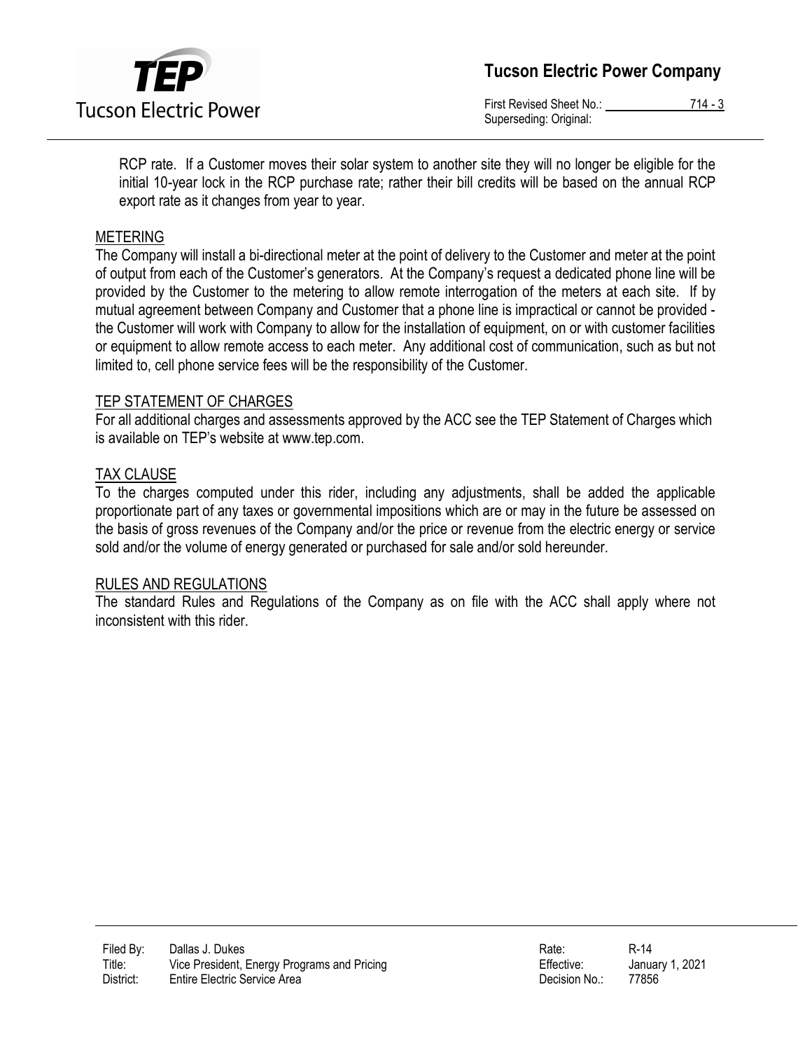RCP rate. If a Customer moves their solar system to another site they will no longer be eligible for the initial 10-year lock in the RCP purchase rate; rather their bill credits will be based on the annual RCP export rate as it changes from year to year.

## METERING

The Company will install a bi-directional meter at the point of delivery to the Customer and meter at the point of output from each of the Customer's generators. At the Company's request a dedicated phone line will be provided by the Customer to the metering to allow remote interrogation of the meters at each site. If by mutual agreement between Company and Customer that a phone line is impractical or cannot be provided - the Customer will work with Company to allow for the installation of equipment, on or with customer facilities or equipment to allow remote access to each meter. Any additional cost of communication, such as but not limited to, cell phone service fees will be the responsibility of the Customer.

## TEP STATEMENT OF CHARGES

For all additional charges and assessments approved by the ACC see the TEP Statement of Charges which is available on TEP's website at www.tep.com.

## TAX CLAUSE

To the charges computed under this rider, including any adjustments, shall be added the applicable proportionate part of any taxes or governmental impositions which are or may in the future be assessed on the basis of gross revenues of the Company and/or the price or revenue from the electric energy or service sold and/or the volume of energy generated or purchased for sale and/or sold hereunder.

## RULES AND REGULATIONS

The standard Rules and Regulations of the Company as on file with the ACC shall apply where not inconsistent with this rider.